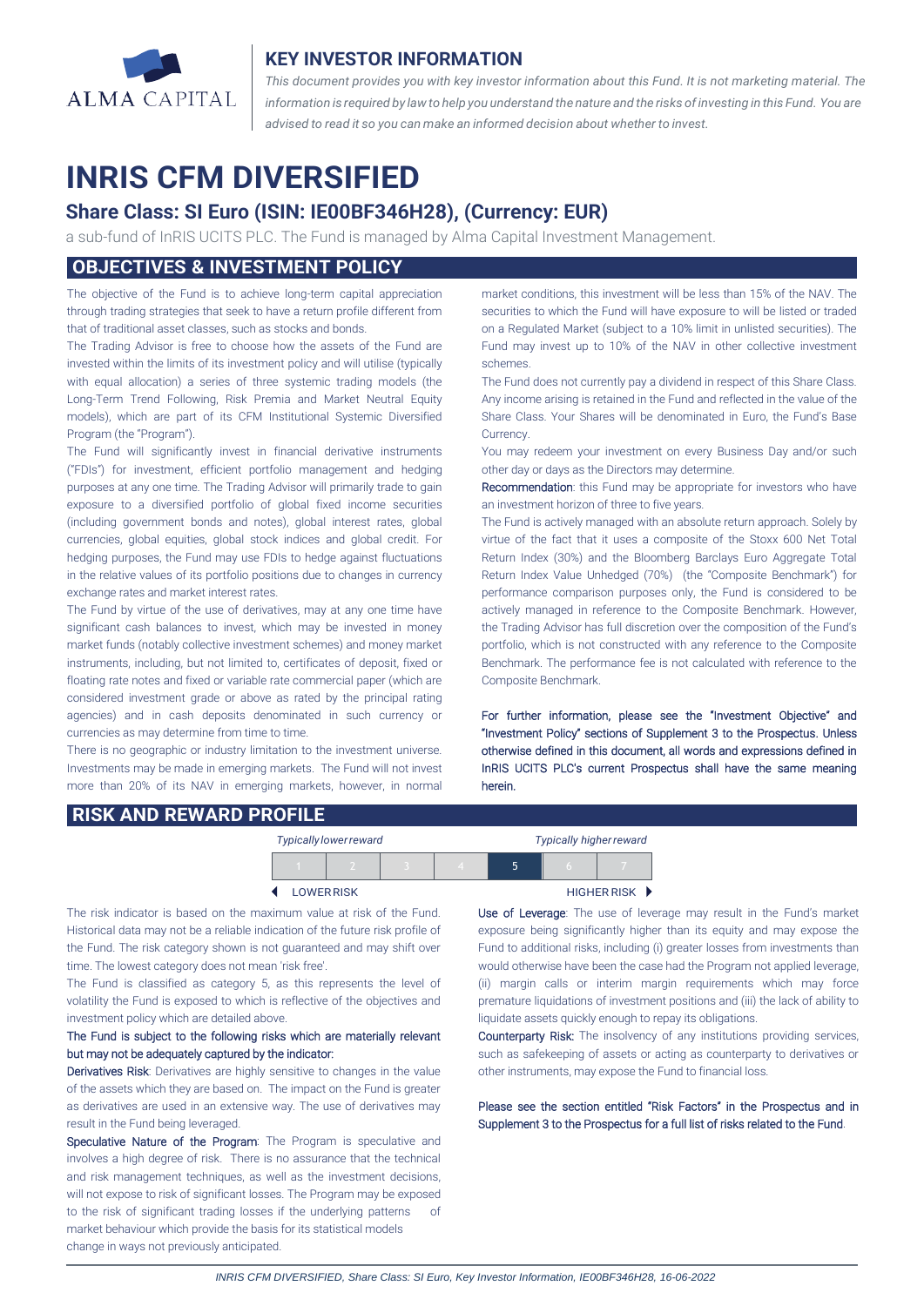ALMA CAPITAL

## KEY INVESTOR INFORMATION

*This document provides you with key investor information about this Fund. It is not marketing material. The information is required by law to help you understand the nature and the risks of investing in this Fund. You are advised to read it so you can make an informed decision about whether to invest.*

# INRIS CFM DIVERSIFIED

## Share Class: SI Euro (ISIN: IE00BF346H28), (Currency: EUR)

a sub-fund of InRIS UCITS PLC. The Fund is managed by Alma Capital Investment Management.

## OBJECTIVES & INVESTMENT POLICY

The objective of the Fund is to achieve long-term capital appreciation through trading strategies that seek to have a return profile different from that of traditional asset classes, such as stocks and bonds.

The Trading Advisor is free to choose how the assets of the Fund are invested within the limits of its investment policy and will utilise (typically with equal allocation) a series of three systemic trading models (the Long-Term Trend Following, Risk Premia and Market Neutral Equity models), which are part of its CFM Institutional Systemic Diversified Program (the "Program").

The Fund will significantly invest in financial derivative instruments ("FDIs") for investment, efficient portfolio management and hedging purposes at any one time. The Trading Advisor will primarily trade to gain exposure to a diversified portfolio of global fixed income securities (including government bonds and notes), global interest rates, global currencies, global equities, global stock indices and global credit. For hedging purposes, the Fund may use FDIs to hedge against fluctuations in the relative values of its portfolio positions due to changes in currency exchange rates and market interest rates.

The Fund by virtue of the use of derivatives, may at any one time have significant cash balances to invest, which may be invested in money market funds (notably collective investment schemes) and money market instruments, including, but not limited to, certificates of deposit, fixed or floating rate notes and fixed or variable rate commercial paper (which are considered investment grade or above as rated by the principal rating agencies) and in cash deposits denominated in such currency or currencies as may determine from time to time.

There is no geographic or industry limitation to the investment universe. Investments may be made in emerging markets. The Fund will not invest more than 20% of its NAV in emerging markets, however, in normal market conditions, this investment will be less than 15% of the NAV. The securities to which the Fund will have exposure to will be listed or traded on a Regulated Market (subject to a 10% limit in unlisted securities). The Fund may invest up to 10% of the NAV in other collective investment schemes.

The Fund does not currently pay a dividend in respect of this Share Class. Any income arising is retained in the Fund and reflected in the value of the Share Class. Your Shares will be denominated in Euro, the Fund's Base Currency.

You may redeem your investment on every Business Day and/or such other day or days as the Directors may determine.

**Recommendation**: this Fund may be appropriate for investors who have an investment horizon of three to five years.

The Fund is actively managed with an absolute return approach. Solely by virtue of the fact that it uses a composite of the Stoxx 600 Net Total Return Index (30%) and the Bloomberg Barclays Euro Aggregate Total Return Index Value Unhedged (70%) (the "Composite Benchmark") for performance comparison purposes only, the Fund is considered to be actively managed in reference to the Composite Benchmark. However, the Trading Advisor has full discretion over the composition of the Fund's portfolio, which is not constructed with any reference to the Composite Benchmark. The performance fee is not calculated with reference to the Composite Benchmark.

**For further information, please see the "Investment Objective" and "Investment Policy" sections of Supplement 3 to the Prospectus. Unless otherwise defined in this document, all words and expressions defined in InRIS UCITS PLC's current Prospectus shall have the same meaning herein.**

## RISK AND REWARD PROFILE

*Typically lower reward* — *Typically higher reward*

| 1 | 2 | 3 | 4 | **5** | 6 | 7 |
|---|---|---|---|---|---|---|

◀ LOWER RISK — HIGHER RISK ▶

The risk indicator is based on the maximum value at risk of the Fund. Historical data may not be a reliable indication of the future risk profile of the Fund. The risk category shown is not guaranteed and may shift over time. The lowest category does not mean 'risk free'.

The Fund is classified as category 5, as this represents the level of volatility the Fund is exposed to which is reflective of the objectives and investment policy which are detailed above.

**The Fund is subject to the following risks which are materially relevant but may not be adequately captured by the indicator:**

**Derivatives Risk**: Derivatives are highly sensitive to changes in the value of the assets which they are based on. The impact on the Fund is greater as derivatives are used in an extensive way. The use of derivatives may result in the Fund being leveraged.

**Speculative Nature of the Program**: The Program is speculative and involves a high degree of risk. There is no assurance that the technical and risk management techniques, as well as the investment decisions, will not expose to risk of significant losses. The Program may be exposed to the risk of significant trading losses if the underlying patterns of market behaviour which provide the basis for its statistical models change in ways not previously anticipated.

**Use of Leverage**: The use of leverage may result in the Fund's market exposure being significantly higher than its equity and may expose the Fund to additional risks, including (i) greater losses from investments than would otherwise have been the case had the Program not applied leverage, (ii) margin calls or interim margin requirements which may force premature liquidations of investment positions and (iii) the lack of ability to liquidate assets quickly enough to repay its obligations.

**Counterparty Risk**: The insolvency of any institutions providing services, such as safekeeping of assets or acting as counterparty to derivatives or other instruments, may expose the Fund to financial loss.

**Please see the section entitled "Risk Factors" in the Prospectus and in Supplement 3 to the Prospectus for a full list of risks related to the Fund.**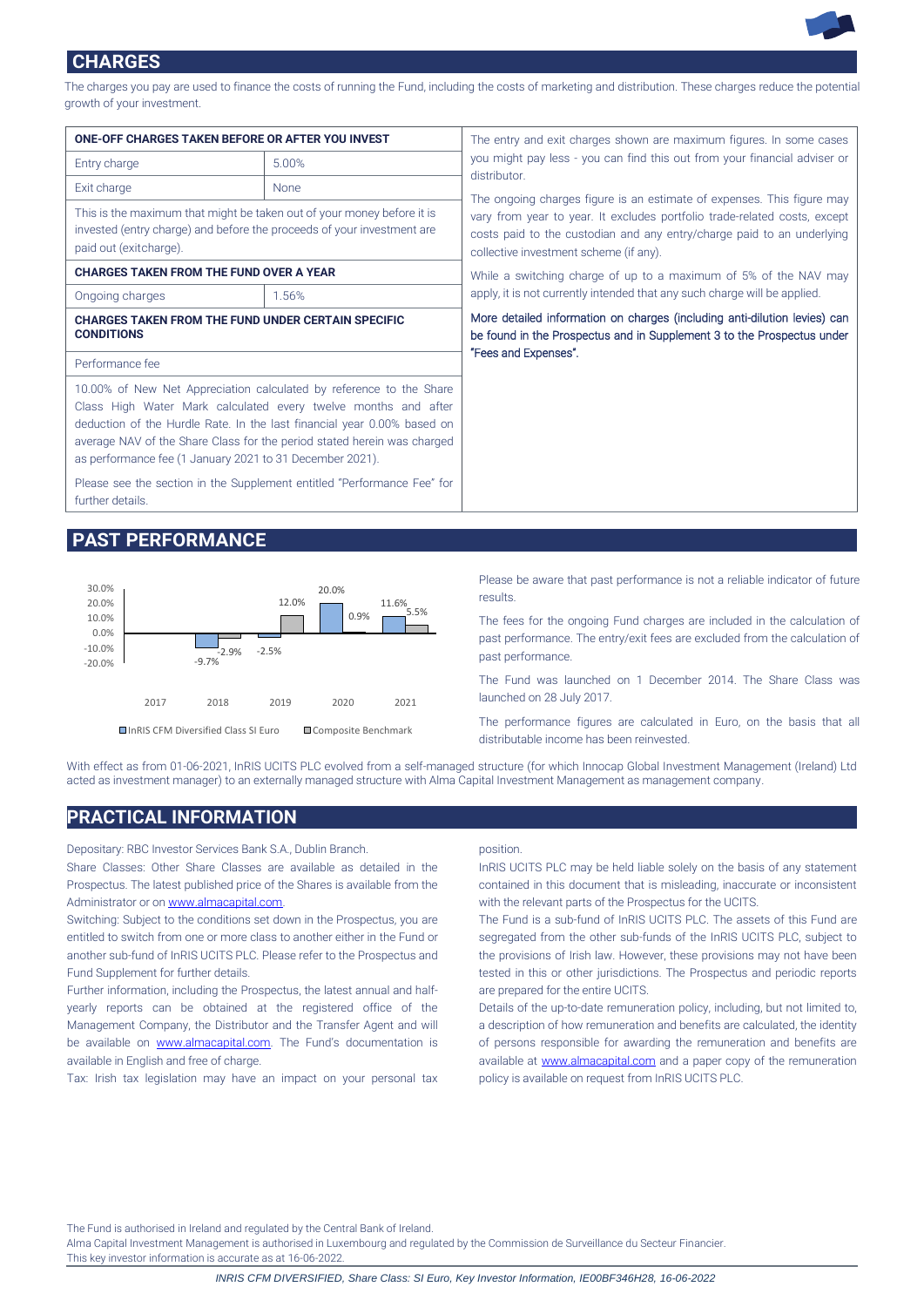## CHARGES

The charges you pay are used to finance the costs of running the Fund, including the costs of marketing and distribution. These charges reduce the potential growth of your investment.

| ONE-OFF CHARGES TAKEN BEFORE OR AFTER YOU INVEST | |
|---|---|
| Entry charge | 5.00% |
| Exit charge | None |
| This is the maximum that might be taken out of your money before it is invested (entry charge) and before the proceeds of your investment are paid out (exitcharge). | |
| **CHARGES TAKEN FROM THE FUND OVER A YEAR** | |
| Ongoing charges | 1.56% |
| **CHARGES TAKEN FROM THE FUND UNDER CERTAIN SPECIFIC CONDITIONS** | |
| Performance fee | |
| 10.00% of New Net Appreciation calculated by reference to the Share Class High Water Mark calculated every twelve months and after deduction of the Hurdle Rate. In the last financial year 0.00% based on average NAV of the Share Class for the period stated herein was charged as performance fee (1 January 2021 to 31 December 2021). Please see the section in the Supplement entitled "Performance Fee" for further details. | |

The entry and exit charges shown are maximum figures. In some cases you might pay less - you can find this out from your financial adviser or distributor.

The ongoing charges figure is an estimate of expenses. This figure may vary from year to year. It excludes portfolio trade-related costs, except costs paid to the custodian and any entry/charge paid to an underlying collective investment scheme (if any).

While a switching charge of up to a maximum of 5% of the NAV may apply, it is not currently intended that any such charge will be applied.

More detailed information on charges (including anti-dilution levies) can be found in the Prospectus and in Supplement 3 to the Prospectus under "Fees and Expenses".

## PAST PERFORMANCE

30.0%
20.0%
10.0%
0.0%
-10.0%
-20.0%

2017
2018: -9.7% -2.9%
2019: -2.5% 12.0%
2020: 20.0% 0.9%
2021: 11.6% 5.5%

InRIS CFM Diversified Class SI Euro
Composite Benchmark

Please be aware that past performance is not a reliable indicator of future results.

The fees for the ongoing Fund charges are included in the calculation of past performance. The entry/exit fees are excluded from the calculation of past performance.

The Fund was launched on 1 December 2014. The Share Class was launched on 28 July 2017.

The performance figures are calculated in Euro, on the basis that all distributable income has been reinvested.

With effect as from 01-06-2021, InRIS UCITS PLC evolved from a self-managed structure (for which Innocap Global Investment Management (Ireland) Ltd acted as investment manager) to an externally managed structure with Alma Capital Investment Management as management company.

## PRACTICAL INFORMATION

Depositary: RBC Investor Services Bank S.A., Dublin Branch.

Share Classes: Other Share Classes are available as detailed in the Prospectus. The latest published price of the Shares is available from the Administrator or on www.almacapital.com.

Switching: Subject to the conditions set down in the Prospectus, you are entitled to switch from one or more class to another either in the Fund or another sub-fund of InRIS UCITS PLC. Please refer to the Prospectus and Fund Supplement for further details.

Further information, including the Prospectus, the latest annual and half-yearly reports can be obtained at the registered office of the Management Company, the Distributor and the Transfer Agent and will be available on www.almacapital.com. The Fund's documentation is available in English and free of charge.

Tax: Irish tax legislation may have an impact on your personal tax position.

InRIS UCITS PLC may be held liable solely on the basis of any statement contained in this document that is misleading, inaccurate or inconsistent with the relevant parts of the Prospectus for the UCITS.

The Fund is a sub-fund of InRIS UCITS PLC. The assets of this Fund are segregated from the other sub-funds of the InRIS UCITS PLC, subject to the provisions of Irish law. However, these provisions may not have been tested in this or other jurisdictions. The Prospectus and periodic reports are prepared for the entire UCITS.

Details of the up-to-date remuneration policy, including, but not limited to, a description of how remuneration and benefits are calculated, the identity of persons responsible for awarding the remuneration and benefits are available at www.almacapital.com and a paper copy of the remuneration policy is available on request from InRIS UCITS PLC.

The Fund is authorised in Ireland and regulated by the Central Bank of Ireland.
Alma Capital Investment Management is authorised in Luxembourg and regulated by the Commission de Surveillance du Secteur Financier.
This key investor information is accurate as at 16-06-2022.